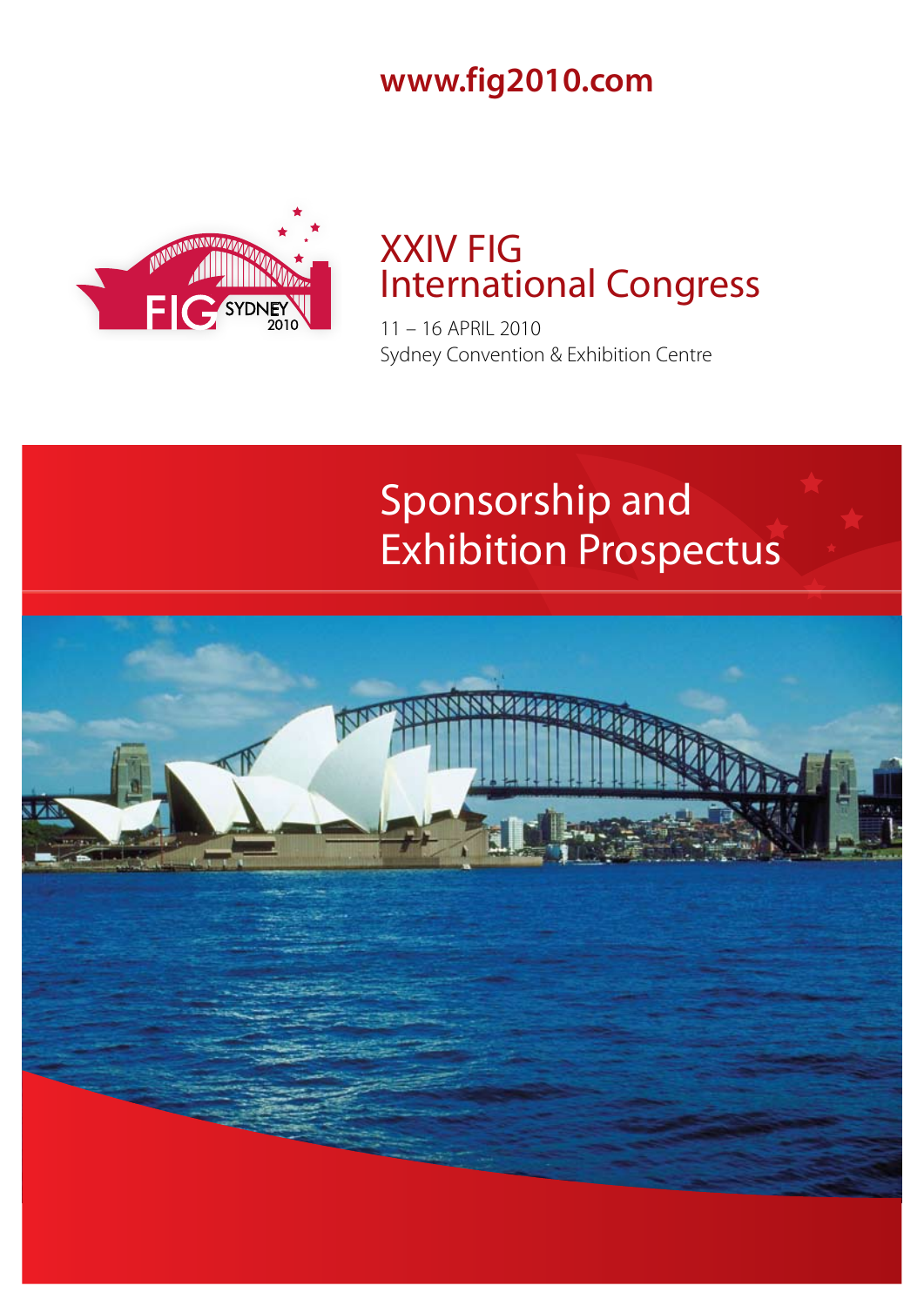www.fig2010.com

FIG SYDNEY 2010

# XXIV FIG International Congress

11 – 16 APRIL 2010
Sydney Convention & Exhibition Centre

## Sponsorship and Exhibition Prospectus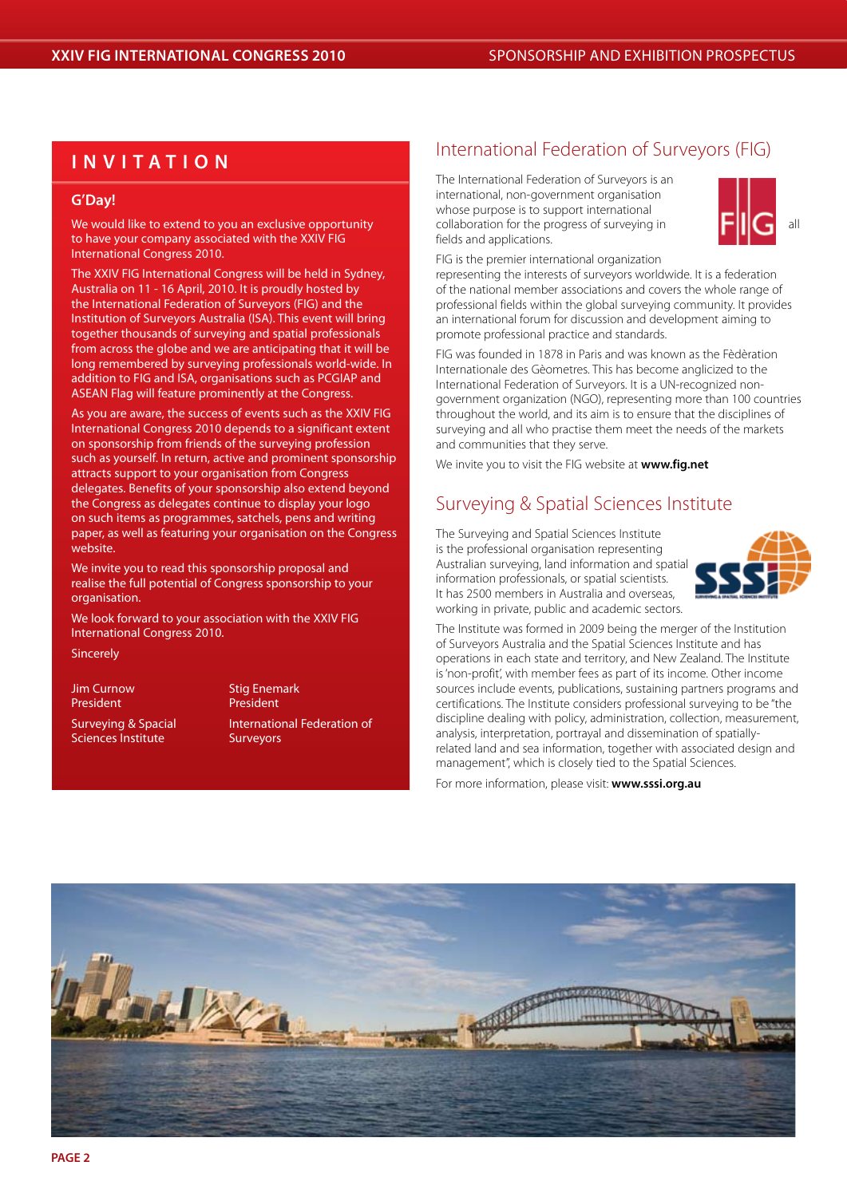# INVITATION

## G'Day!

We would like to extend to you an exclusive opportunity to have your company associated with the XXIV FIG International Congress 2010.

The XXIV FIG International Congress will be held in Sydney, Australia on 11 - 16 April, 2010. It is proudly hosted by the International Federation of Surveyors (FIG) and the Institution of Surveyors Australia (ISA). This event will bring together thousands of surveying and spatial professionals from across the globe and we are anticipating that it will be long remembered by surveying professionals world-wide. In addition to FIG and ISA, organisations such as PCGIAP and ASEAN Flag will feature prominently at the Congress.

As you are aware, the success of events such as the XXIV FIG International Congress 2010 depends to a significant extent on sponsorship from friends of the surveying profession such as yourself. In return, active and prominent sponsorship attracts support to your organisation from Congress delegates. Benefits of your sponsorship also extend beyond the Congress as delegates continue to display your logo on such items as programmes, satchels, pens and writing paper, as well as featuring your organisation on the Congress website.

We invite you to read this sponsorship proposal and realise the full potential of Congress sponsorship to your organisation.

We look forward to your association with the XXIV FIG International Congress 2010.

Sincerely

Jim Curnow
President

Surveying & Spacial Sciences Institute

Stig Enemark
President

International Federation of Surveyors

## International Federation of Surveyors (FIG)

The International Federation of Surveyors is an international, non-government organisation whose purpose is to support international collaboration for the progress of surveying in all fields and applications.

FIG is the premier international organization representing the interests of surveyors worldwide. It is a federation of the national member associations and covers the whole range of professional fields within the global surveying community. It provides an international forum for discussion and development aiming to promote professional practice and standards.

FIG was founded in 1878 in Paris and was known as the Fèdèration Internationale des Gèometres. This has become anglicized to the International Federation of Surveyors. It is a UN-recognized non-government organization (NGO), representing more than 100 countries throughout the world, and its aim is to ensure that the disciplines of surveying and all who practise them meet the needs of the markets and communities that they serve.

We invite you to visit the FIG website at **www.fig.net**

## Surveying & Spatial Sciences Institute

The Surveying and Spatial Sciences Institute is the professional organisation representing Australian surveying, land information and spatial information professionals, or spatial scientists. It has 2500 members in Australia and overseas, working in private, public and academic sectors.

The Institute was formed in 2009 being the merger of the Institution of Surveyors Australia and the Spatial Sciences Institute and has operations in each state and territory, and New Zealand. The Institute is 'non-profit', with member fees as part of its income. Other income sources include events, publications, sustaining partners programs and certifications. The Institute considers professional surveying to be "the discipline dealing with policy, administration, collection, measurement, analysis, interpretation, portrayal and dissemination of spatially-related land and sea information, together with associated design and management", which is closely tied to the Spatial Sciences.

For more information, please visit: **www.sssi.org.au**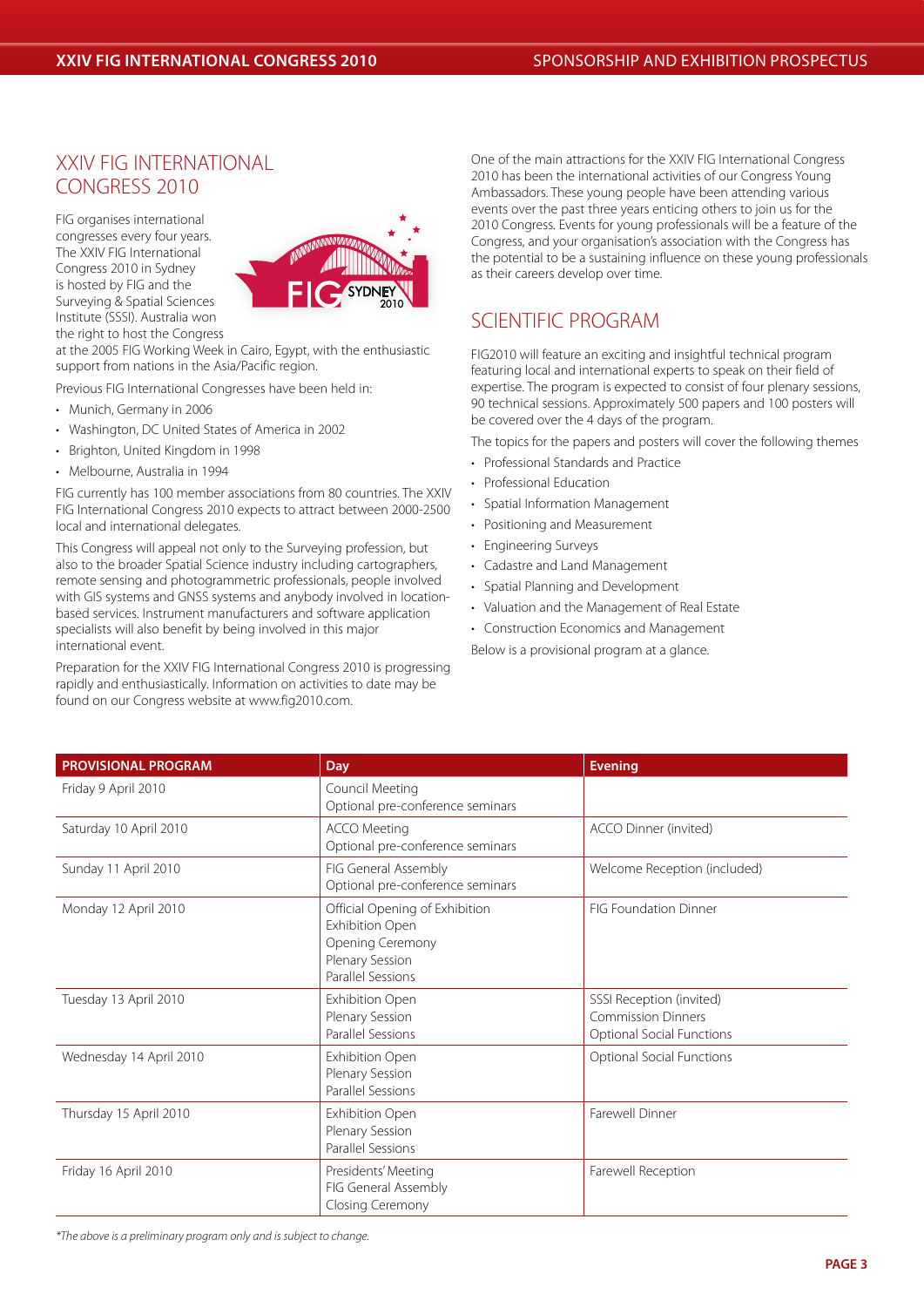## XXIV FIG INTERNATIONAL CONGRESS 2010

FIG organises international congresses every four years. The XXIV FIG International Congress 2010 in Sydney is hosted by FIG and the Surveying & Spatial Sciences Institute (SSSI). Australia won the right to host the Congress at the 2005 FIG Working Week in Cairo, Egypt, with the enthusiastic support from nations in the Asia/Pacific region.

Previous FIG International Congresses have been held in:

- Munich, Germany in 2006
- Washington, DC United States of America in 2002
- Brighton, United Kingdom in 1998
- Melbourne, Australia in 1994

FIG currently has 100 member associations from 80 countries. The XXIV FIG International Congress 2010 expects to attract between 2000-2500 local and international delegates.

This Congress will appeal not only to the Surveying profession, but also to the broader Spatial Science industry including cartographers, remote sensing and photogrammetric professionals, people involved with GIS systems and GNSS systems and anybody involved in location-based services. Instrument manufacturers and software application specialists will also benefit by being involved in this major international event.

Preparation for the XXIV FIG International Congress 2010 is progressing rapidly and enthusiastically. Information on activities to date may be found on our Congress website at www.fig2010.com.

One of the main attractions for the XXIV FIG International Congress 2010 has been the international activities of our Congress Young Ambassadors. These young people have been attending various events over the past three years enticing others to join us for the 2010 Congress. Events for young professionals will be a feature of the Congress, and your organisation's association with the Congress has the potential to be a sustaining influence on these young professionals as their careers develop over time.

## SCIENTIFIC PROGRAM

FIG2010 will feature an exciting and insightful technical program featuring local and international experts to speak on their field of expertise. The program is expected to consist of four plenary sessions, 90 technical sessions. Approximately 500 papers and 100 posters will be covered over the 4 days of the program.

The topics for the papers and posters will cover the following themes

- Professional Standards and Practice
- Professional Education
- Spatial Information Management
- Positioning and Measurement
- Engineering Surveys
- Cadastre and Land Management
- Spatial Planning and Development
- Valuation and the Management of Real Estate
- Construction Economics and Management

Below is a provisional program at a glance.

| PROVISIONAL PROGRAM | Day | Evening |
|---|---|---|
| Friday 9 April 2010 | Council Meeting<br>Optional pre-conference seminars | |
| Saturday 10 April 2010 | ACCO Meeting<br>Optional pre-conference seminars | ACCO Dinner (invited) |
| Sunday 11 April 2010 | FIG General Assembly<br>Optional pre-conference seminars | Welcome Reception (included) |
| Monday 12 April 2010 | Official Opening of Exhibition<br>Exhibition Open<br>Opening Ceremony<br>Plenary Session<br>Parallel Sessions | FIG Foundation Dinner |
| Tuesday 13 April 2010 | Exhibition Open<br>Plenary Session<br>Parallel Sessions | SSSI Reception (invited)<br>Commission Dinners<br>Optional Social Functions |
| Wednesday 14 April 2010 | Exhibition Open<br>Plenary Session<br>Parallel Sessions | Optional Social Functions |
| Thursday 15 April 2010 | Exhibition Open<br>Plenary Session<br>Parallel Sessions | Farewell Dinner |
| Friday 16 April 2010 | Presidents' Meeting<br>FIG General Assembly<br>Closing Ceremony | Farewell Reception |

*\*The above is a preliminary program only and is subject to change.*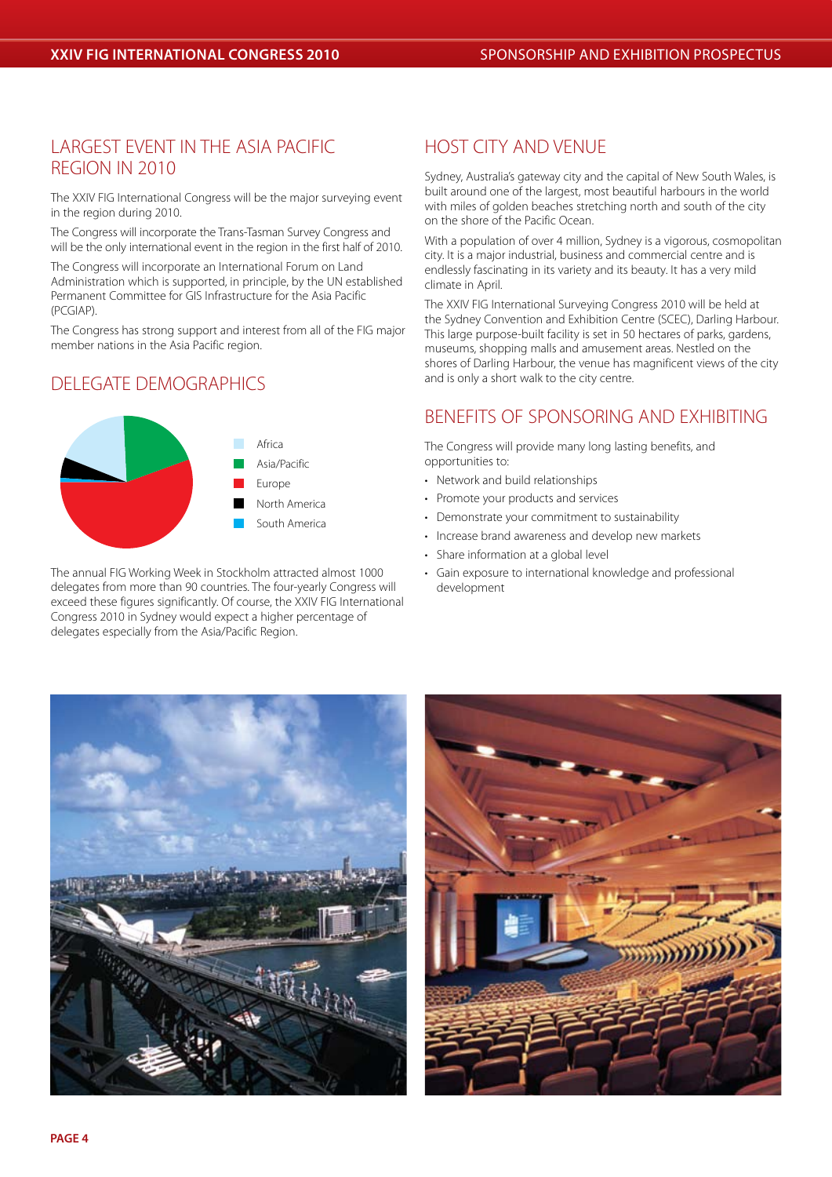## LARGEST EVENT IN THE ASIA PACIFIC REGION IN 2010

The XXIV FIG International Congress will be the major surveying event in the region during 2010.

The Congress will incorporate the Trans-Tasman Survey Congress and will be the only international event in the region in the first half of 2010.

The Congress will incorporate an International Forum on Land Administration which is supported, in principle, by the UN established Permanent Committee for GIS Infrastructure for the Asia Pacific (PCGIAP).

The Congress has strong support and interest from all of the FIG major member nations in the Asia Pacific region.

## DELEGATE DEMOGRAPHICS

- Africa
- Asia/Pacific
- Europe
- North America
- South America

The annual FIG Working Week in Stockholm attracted almost 1000 delegates from more than 90 countries. The four-yearly Congress will exceed these figures significantly. Of course, the XXIV FIG International Congress 2010 in Sydney would expect a higher percentage of delegates especially from the Asia/Pacific Region.

## HOST CITY AND VENUE

Sydney, Australia's gateway city and the capital of New South Wales, is built around one of the largest, most beautiful harbours in the world with miles of golden beaches stretching north and south of the city on the shore of the Pacific Ocean.

With a population of over 4 million, Sydney is a vigorous, cosmopolitan city. It is a major industrial, business and commercial centre and is endlessly fascinating in its variety and its beauty. It has a very mild climate in April.

The XXIV FIG International Surveying Congress 2010 will be held at the Sydney Convention and Exhibition Centre (SCEC), Darling Harbour. This large purpose-built facility is set in 50 hectares of parks, gardens, museums, shopping malls and amusement areas. Nestled on the shores of Darling Harbour, the venue has magnificent views of the city and is only a short walk to the city centre.

## BENEFITS OF SPONSORING AND EXHIBITING

The Congress will provide many long lasting benefits, and opportunities to:

- Network and build relationships
- Promote your products and services
- Demonstrate your commitment to sustainability
- Increase brand awareness and develop new markets
- Share information at a global level
- Gain exposure to international knowledge and professional development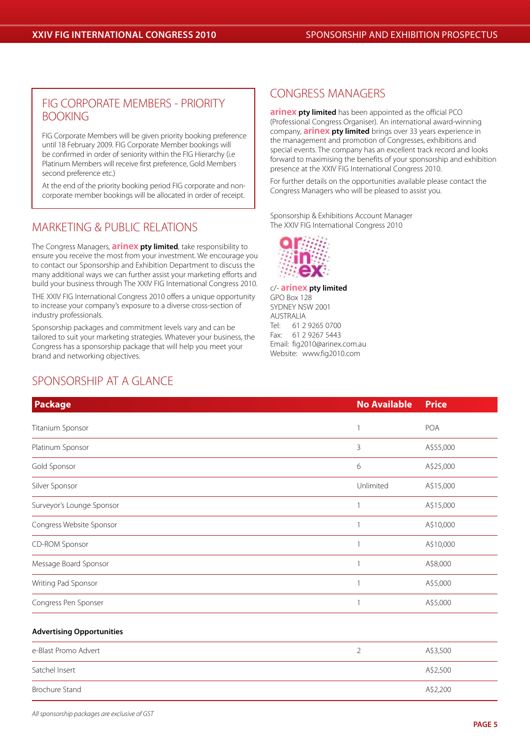## FIG CORPORATE MEMBERS - PRIORITY BOOKING

FIG Corporate Members will be given priority booking preference until 18 February 2009. FIG Corporate Member bookings will be confirmed in order of seniority within the FIG Hierarchy (i.e Platinum Members will receive first preference, Gold Members second preference etc.)

At the end of the priority booking period FIG corporate and non-corporate member bookings will be allocated in order of receipt.

## MARKETING & PUBLIC RELATIONS

The Congress Managers, **arinex pty limited**, take responsibility to ensure you receive the most from your investment. We encourage you to contact our Sponsorship and Exhibition Department to discuss the many additional ways we can further assist your marketing efforts and build your business through The XXIV FIG International Congress 2010.

THE XXIV FIG International Congress 2010 offers a unique opportunity to increase your company's exposure to a diverse cross-section of industry professionals.

Sponsorship packages and commitment levels vary and can be tailored to suit your marketing strategies. Whatever your business, the Congress has a sponsorship package that will help you meet your brand and networking objectives.

## CONGRESS MANAGERS

**arinex pty limited** has been appointed as the official PCO (Professional Congress Organiser). An international award-winning company, **arinex pty limited** brings over 33 years experience in the management and promotion of Congresses, exhibitions and special events. The company has an excellent track record and looks forward to maximising the benefits of your sponsorship and exhibition presence at the XXIV FIG International Congress 2010.

For further details on the opportunities available please contact the Congress Managers who will be pleased to assist you.

Sponsorship & Exhibitions Account Manager
The XXIV FIG International Congress 2010

c/- **arinex pty limited**
GPO Box 128
SYDNEY NSW 2001
AUSTRALIA
Tel: 61 2 9265 0700
Fax: 61 2 9267 5443
Email: fig2010@arinex.com.au
Website: www.fig2010.com

## SPONSORSHIP AT A GLANCE

| Package | No Available | Price |
|---|---|---|
| Titanium Sponsor | 1 | POA |
| Platinum Sponsor | 3 | A$55,000 |
| Gold Sponsor | 6 | A$25,000 |
| Silver Sponsor | Unlimited | A$15,000 |
| Surveyor's Lounge Sponsor | 1 | A$15,000 |
| Congress Website Sponsor | 1 | A$10,000 |
| CD-ROM Sponsor | 1 | A$10,000 |
| Message Board Sponsor | 1 | A$8,000 |
| Writing Pad Sponsor | 1 | A$5,000 |
| Congress Pen Sponser | 1 | A$5,000 |
| **Advertising Opportunities** | | |
| e-Blast Promo Advert | 2 | A$3,500 |
| Satchel Insert | | A$2,500 |
| Brochure Stand | | A$2,200 |

*All sponsorship packages are exclusive of GST*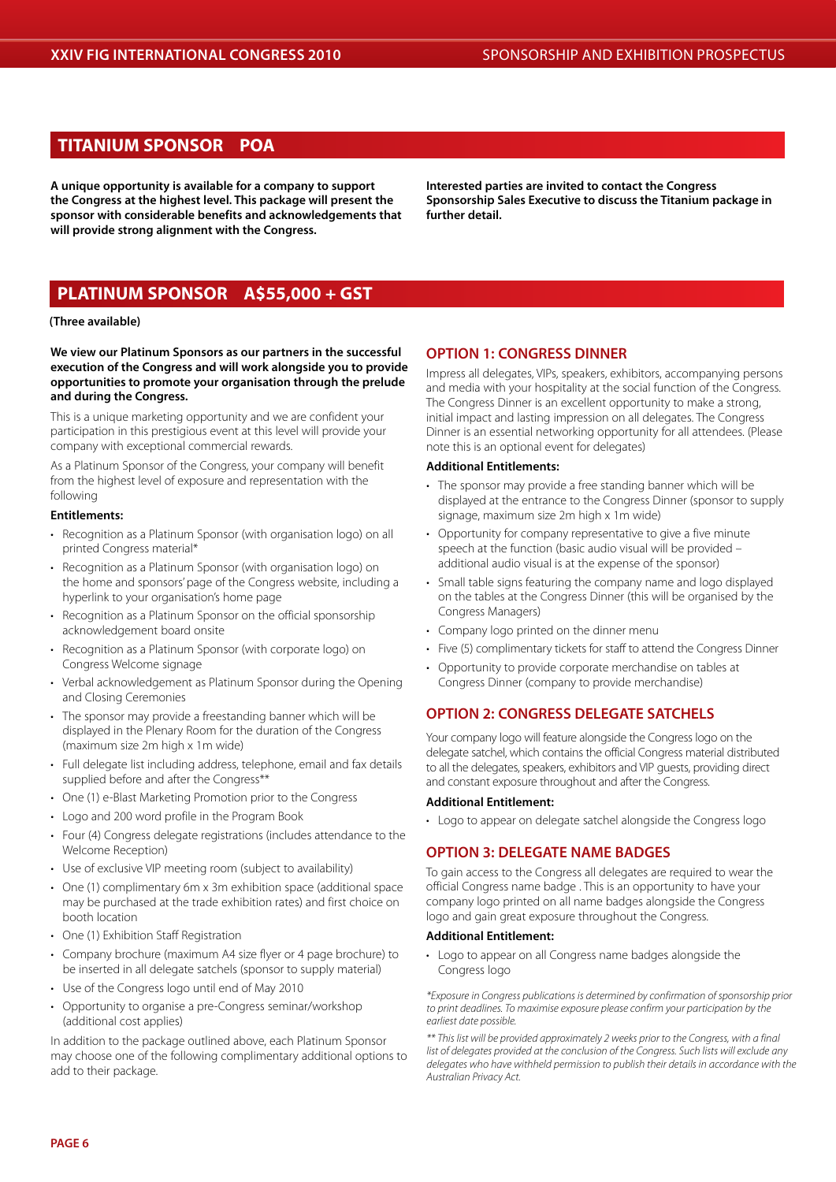## TITANIUM SPONSOR POA

**A unique opportunity is available for a company to support the Congress at the highest level. This package will present the sponsor with considerable benefits and acknowledgements that will provide strong alignment with the Congress.**

**Interested parties are invited to contact the Congress Sponsorship Sales Executive to discuss the Titanium package in further detail.**

## PLATINUM SPONSOR A$55,000 + GST

**(Three available)**

**We view our Platinum Sponsors as our partners in the successful execution of the Congress and will work alongside you to provide opportunities to promote your organisation through the prelude and during the Congress.**

This is a unique marketing opportunity and we are confident your participation in this prestigious event at this level will provide your company with exceptional commercial rewards.

As a Platinum Sponsor of the Congress, your company will benefit from the highest level of exposure and representation with the following

**Entitlements:**

- Recognition as a Platinum Sponsor (with organisation logo) on all printed Congress material*
- Recognition as a Platinum Sponsor (with organisation logo) on the home and sponsors' page of the Congress website, including a hyperlink to your organisation's home page
- Recognition as a Platinum Sponsor on the official sponsorship acknowledgement board onsite
- Recognition as a Platinum Sponsor (with corporate logo) on Congress Welcome signage
- Verbal acknowledgement as Platinum Sponsor during the Opening and Closing Ceremonies
- The sponsor may provide a freestanding banner which will be displayed in the Plenary Room for the duration of the Congress (maximum size 2m high x 1m wide)
- Full delegate list including address, telephone, email and fax details supplied before and after the Congress**
- One (1) e-Blast Marketing Promotion prior to the Congress
- Logo and 200 word profile in the Program Book
- Four (4) Congress delegate registrations (includes attendance to the Welcome Reception)
- Use of exclusive VIP meeting room (subject to availability)
- One (1) complimentary 6m x 3m exhibition space (additional space may be purchased at the trade exhibition rates) and first choice on booth location
- One (1) Exhibition Staff Registration
- Company brochure (maximum A4 size flyer or 4 page brochure) to be inserted in all delegate satchels (sponsor to supply material)
- Use of the Congress logo until end of May 2010
- Opportunity to organise a pre-Congress seminar/workshop (additional cost applies)

In addition to the package outlined above, each Platinum Sponsor may choose one of the following complimentary additional options to add to their package.

### OPTION 1: CONGRESS DINNER

Impress all delegates, VIPs, speakers, exhibitors, accompanying persons and media with your hospitality at the social function of the Congress. The Congress Dinner is an excellent opportunity to make a strong, initial impact and lasting impression on all delegates. The Congress Dinner is an essential networking opportunity for all attendees. (Please note this is an optional event for delegates)

**Additional Entitlements:**

- The sponsor may provide a free standing banner which will be displayed at the entrance to the Congress Dinner (sponsor to supply signage, maximum size 2m high x 1m wide)
- Opportunity for company representative to give a five minute speech at the function (basic audio visual will be provided – additional audio visual is at the expense of the sponsor)
- Small table signs featuring the company name and logo displayed on the tables at the Congress Dinner (this will be organised by the Congress Managers)
- Company logo printed on the dinner menu
- Five (5) complimentary tickets for staff to attend the Congress Dinner
- Opportunity to provide corporate merchandise on tables at Congress Dinner (company to provide merchandise)

### OPTION 2: CONGRESS DELEGATE SATCHELS

Your company logo will feature alongside the Congress logo on the delegate satchel, which contains the official Congress material distributed to all the delegates, speakers, exhibitors and VIP guests, providing direct and constant exposure throughout and after the Congress.

**Additional Entitlement:**

- Logo to appear on delegate satchel alongside the Congress logo

### OPTION 3: DELEGATE NAME BADGES

To gain access to the Congress all delegates are required to wear the official Congress name badge . This is an opportunity to have your company logo printed on all name badges alongside the Congress logo and gain great exposure throughout the Congress.

**Additional Entitlement:**

- Logo to appear on all Congress name badges alongside the Congress logo

*\*Exposure in Congress publications is determined by confirmation of sponsorship prior to print deadlines. To maximise exposure please confirm your participation by the earliest date possible.*

*\*\* This list will be provided approximately 2 weeks prior to the Congress, with a final list of delegates provided at the conclusion of the Congress. Such lists will exclude any delegates who have withheld permission to publish their details in accordance with the Australian Privacy Act.*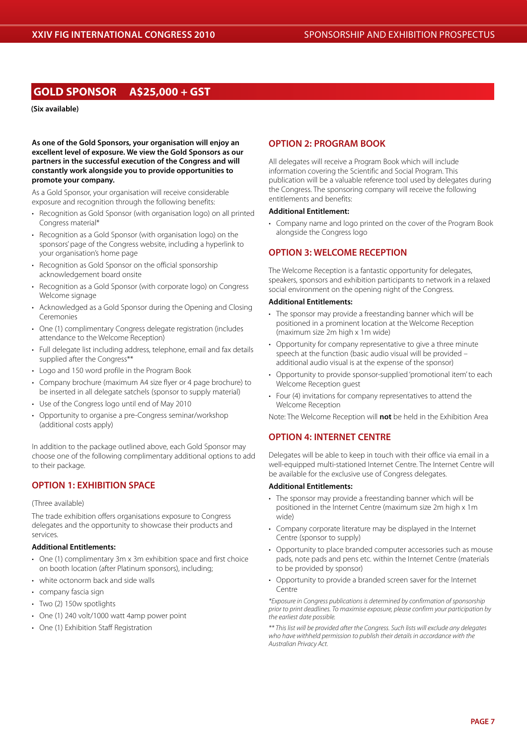## GOLD SPONSOR A$25,000 + GST

**(Six available)**

**As one of the Gold Sponsors, your organisation will enjoy an excellent level of exposure. We view the Gold Sponsors as our partners in the successful execution of the Congress and will constantly work alongside you to provide opportunities to promote your company.**

As a Gold Sponsor, your organisation will receive considerable exposure and recognition through the following benefits:

- Recognition as Gold Sponsor (with organisation logo) on all printed Congress material*
- Recognition as a Gold Sponsor (with organisation logo) on the sponsors' page of the Congress website, including a hyperlink to your organisation's home page
- Recognition as Gold Sponsor on the official sponsorship acknowledgement board onsite
- Recognition as a Gold Sponsor (with corporate logo) on Congress Welcome signage
- Acknowledged as a Gold Sponsor during the Opening and Closing Ceremonies
- One (1) complimentary Congress delegate registration (includes attendance to the Welcome Reception)
- Full delegate list including address, telephone, email and fax details supplied after the Congress**
- Logo and 150 word profile in the Program Book
- Company brochure (maximum A4 size flyer or 4 page brochure) to be inserted in all delegate satchels (sponsor to supply material)
- Use of the Congress logo until end of May 2010
- Opportunity to organise a pre-Congress seminar/workshop (additional costs apply)

In addition to the package outlined above, each Gold Sponsor may choose one of the following complimentary additional options to add to their package.

### OPTION 1: EXHIBITION SPACE

(Three available)

The trade exhibition offers organisations exposure to Congress delegates and the opportunity to showcase their products and services.

**Additional Entitlements:**

- One (1) complimentary 3m x 3m exhibition space and first choice on booth location (after Platinum sponsors), including;
- white octonorm back and side walls
- company fascia sign
- Two (2) 150w spotlights
- One (1) 240 volt/1000 watt 4amp power point
- One (1) Exhibition Staff Registration

### OPTION 2: PROGRAM BOOK

All delegates will receive a Program Book which will include information covering the Scientific and Social Program. This publication will be a valuable reference tool used by delegates during the Congress. The sponsoring company will receive the following entitlements and benefits:

**Additional Entitlement:**

- Company name and logo printed on the cover of the Program Book alongside the Congress logo

### OPTION 3: WELCOME RECEPTION

The Welcome Reception is a fantastic opportunity for delegates, speakers, sponsors and exhibition participants to network in a relaxed social environment on the opening night of the Congress.

**Additional Entitlements:**

- The sponsor may provide a freestanding banner which will be positioned in a prominent location at the Welcome Reception (maximum size 2m high x 1m wide)
- Opportunity for company representative to give a three minute speech at the function (basic audio visual will be provided – additional audio visual is at the expense of the sponsor)
- Opportunity to provide sponsor-supplied 'promotional item' to each Welcome Reception guest
- Four (4) invitations for company representatives to attend the Welcome Reception

Note: The Welcome Reception will **not** be held in the Exhibition Area

### OPTION 4: INTERNET CENTRE

Delegates will be able to keep in touch with their office via email in a well-equipped multi-stationed Internet Centre. The Internet Centre will be available for the exclusive use of Congress delegates.

**Additional Entitlements:**

- The sponsor may provide a freestanding banner which will be positioned in the Internet Centre (maximum size 2m high x 1m wide)
- Company corporate literature may be displayed in the Internet Centre (sponsor to supply)
- Opportunity to place branded computer accessories such as mouse pads, note pads and pens etc. within the Internet Centre (materials to be provided by sponsor)
- Opportunity to provide a branded screen saver for the Internet Centre

*\*Exposure in Congress publications is determined by confirmation of sponsorship prior to print deadlines. To maximise exposure, please confirm your participation by the earliest date possible.*

*\*\* This list will be provided after the Congress. Such lists will exclude any delegates who have withheld permission to publish their details in accordance with the Australian Privacy Act.*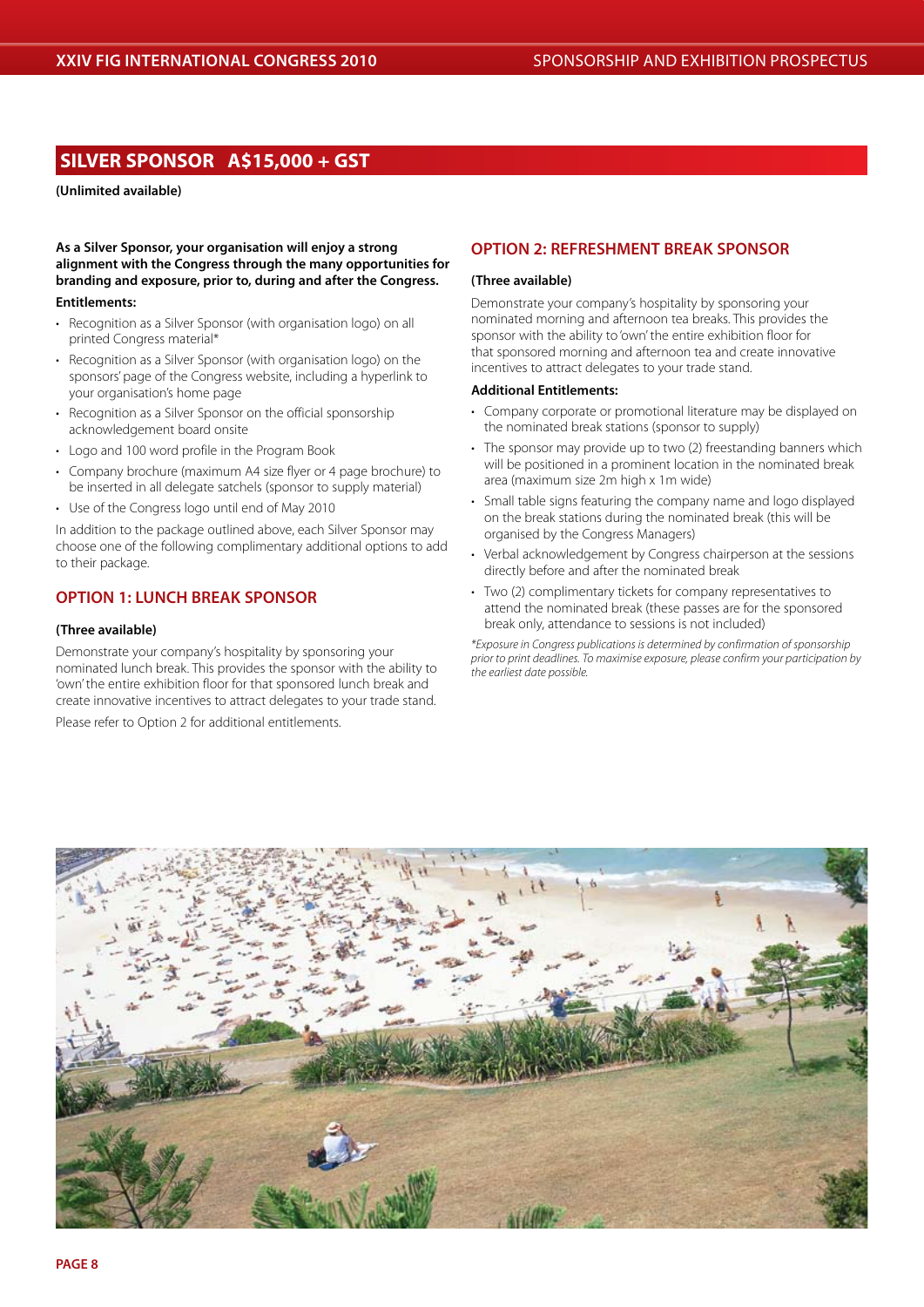## SILVER SPONSOR A$15,000 + GST

**(Unlimited available)**

**As a Silver Sponsor, your organisation will enjoy a strong alignment with the Congress through the many opportunities for branding and exposure, prior to, during and after the Congress.**

**Entitlements:**

- Recognition as a Silver Sponsor (with organisation logo) on all printed Congress material*
- Recognition as a Silver Sponsor (with organisation logo) on the sponsors' page of the Congress website, including a hyperlink to your organisation's home page
- Recognition as a Silver Sponsor on the official sponsorship acknowledgement board onsite
- Logo and 100 word profile in the Program Book
- Company brochure (maximum A4 size flyer or 4 page brochure) to be inserted in all delegate satchels (sponsor to supply material)
- Use of the Congress logo until end of May 2010

In addition to the package outlined above, each Silver Sponsor may choose one of the following complimentary additional options to add to their package.

### OPTION 1: LUNCH BREAK SPONSOR

**(Three available)**

Demonstrate your company's hospitality by sponsoring your nominated lunch break. This provides the sponsor with the ability to 'own' the entire exhibition floor for that sponsored lunch break and create innovative incentives to attract delegates to your trade stand.

Please refer to Option 2 for additional entitlements.

### OPTION 2: REFRESHMENT BREAK SPONSOR

**(Three available)**

Demonstrate your company's hospitality by sponsoring your nominated morning and afternoon tea breaks. This provides the sponsor with the ability to 'own' the entire exhibition floor for that sponsored morning and afternoon tea and create innovative incentives to attract delegates to your trade stand.

**Additional Entitlements:**

- Company corporate or promotional literature may be displayed on the nominated break stations (sponsor to supply)
- The sponsor may provide up to two (2) freestanding banners which will be positioned in a prominent location in the nominated break area (maximum size 2m high x 1m wide)
- Small table signs featuring the company name and logo displayed on the break stations during the nominated break (this will be organised by the Congress Managers)
- Verbal acknowledgement by Congress chairperson at the sessions directly before and after the nominated break
- Two (2) complimentary tickets for company representatives to attend the nominated break (these passes are for the sponsored break only, attendance to sessions is not included)

*\*Exposure in Congress publications is determined by confirmation of sponsorship prior to print deadlines. To maximise exposure, please confirm your participation by the earliest date possible.*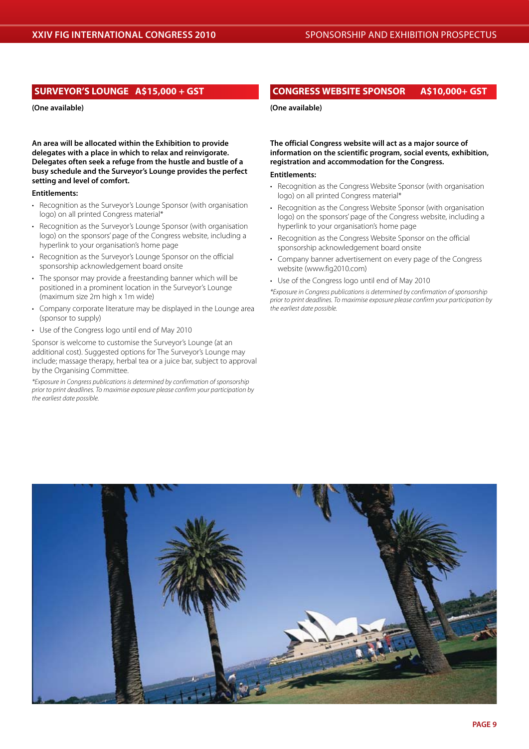## SURVEYOR'S LOUNGE A$15,000 + GST

**(One available)**

**An area will be allocated within the Exhibition to provide delegates with a place in which to relax and reinvigorate. Delegates often seek a refuge from the hustle and bustle of a busy schedule and the Surveyor's Lounge provides the perfect setting and level of comfort.**

**Entitlements:**

- Recognition as the Surveyor's Lounge Sponsor (with organisation logo) on all printed Congress material*
- Recognition as the Surveyor's Lounge Sponsor (with organisation logo) on the sponsors' page of the Congress website, including a hyperlink to your organisation's home page
- Recognition as the Surveyor's Lounge Sponsor on the official sponsorship acknowledgement board onsite
- The sponsor may provide a freestanding banner which will be positioned in a prominent location in the Surveyor's Lounge (maximum size 2m high x 1m wide)
- Company corporate literature may be displayed in the Lounge area (sponsor to supply)
- Use of the Congress logo until end of May 2010

Sponsor is welcome to customise the Surveyor's Lounge (at an additional cost). Suggested options for The Surveyor's Lounge may include; massage therapy, herbal tea or a juice bar, subject to approval by the Organising Committee.

*\*Exposure in Congress publications is determined by confirmation of sponsorship prior to print deadlines. To maximise exposure please confirm your participation by the earliest date possible.*

## CONGRESS WEBSITE SPONSOR A$10,000+ GST

**(One available)**

**The official Congress website will act as a major source of information on the scientific program, social events, exhibition, registration and accommodation for the Congress.**

**Entitlements:**

- Recognition as the Congress Website Sponsor (with organisation logo) on all printed Congress material*
- Recognition as the Congress Website Sponsor (with organisation logo) on the sponsors' page of the Congress website, including a hyperlink to your organisation's home page
- Recognition as the Congress Website Sponsor on the official sponsorship acknowledgement board onsite
- Company banner advertisement on every page of the Congress website (www.fig2010.com)
- Use of the Congress logo until end of May 2010

*\*Exposure in Congress publications is determined by confirmation of sponsorship prior to print deadlines. To maximise exposure please confirm your participation by the earliest date possible.*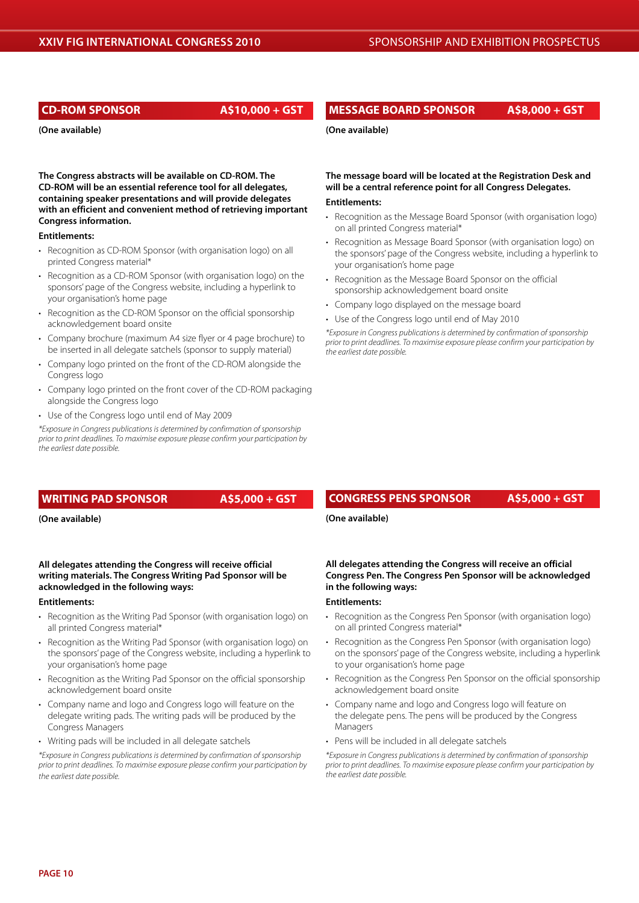## CD-ROM SPONSOR A$10,000 + GST

**(One available)**

**The Congress abstracts will be available on CD-ROM. The CD-ROM will be an essential reference tool for all delegates, containing speaker presentations and will provide delegates with an efficient and convenient method of retrieving important Congress information.**

**Entitlements:**

- Recognition as CD-ROM Sponsor (with organisation logo) on all printed Congress material*
- Recognition as a CD-ROM Sponsor (with organisation logo) on the sponsors' page of the Congress website, including a hyperlink to your organisation's home page
- Recognition as the CD-ROM Sponsor on the official sponsorship acknowledgement board onsite
- Company brochure (maximum A4 size flyer or 4 page brochure) to be inserted in all delegate satchels (sponsor to supply material)
- Company logo printed on the front of the CD-ROM alongside the Congress logo
- Company logo printed on the front cover of the CD-ROM packaging alongside the Congress logo
- Use of the Congress logo until end of May 2009

*\*Exposure in Congress publications is determined by confirmation of sponsorship prior to print deadlines. To maximise exposure please confirm your participation by the earliest date possible.*

## MESSAGE BOARD SPONSOR A$8,000 + GST

**(One available)**

**The message board will be located at the Registration Desk and will be a central reference point for all Congress Delegates.**

**Entitlements:**

- Recognition as the Message Board Sponsor (with organisation logo) on all printed Congress material*
- Recognition as Message Board Sponsor (with organisation logo) on the sponsors' page of the Congress website, including a hyperlink to your organisation's home page
- Recognition as the Message Board Sponsor on the official sponsorship acknowledgement board onsite
- Company logo displayed on the message board
- Use of the Congress logo until end of May 2010

*\*Exposure in Congress publications is determined by confirmation of sponsorship prior to print deadlines. To maximise exposure please confirm your participation by the earliest date possible.*

## WRITING PAD SPONSOR A$5,000 + GST

**(One available)**

**All delegates attending the Congress will receive official writing materials. The Congress Writing Pad Sponsor will be acknowledged in the following ways:**

**Entitlements:**

- Recognition as the Writing Pad Sponsor (with organisation logo) on all printed Congress material*
- Recognition as the Writing Pad Sponsor (with organisation logo) on the sponsors' page of the Congress website, including a hyperlink to your organisation's home page
- Recognition as the Writing Pad Sponsor on the official sponsorship acknowledgement board onsite
- Company name and logo and Congress logo will feature on the delegate writing pads. The writing pads will be produced by the Congress Managers
- Writing pads will be included in all delegate satchels

*\*Exposure in Congress publications is determined by confirmation of sponsorship prior to print deadlines. To maximise exposure please confirm your participation by the earliest date possible.*

## CONGRESS PENS SPONSOR A$5,000 + GST

**(One available)**

**All delegates attending the Congress will receive an official Congress Pen. The Congress Pen Sponsor will be acknowledged in the following ways:**

**Entitlements:**

- Recognition as the Congress Pen Sponsor (with organisation logo) on all printed Congress material*
- Recognition as the Congress Pen Sponsor (with organisation logo) on the sponsors' page of the Congress website, including a hyperlink to your organisation's home page
- Recognition as the Congress Pen Sponsor on the official sponsorship acknowledgement board onsite
- Company name and logo and Congress logo will feature on the delegate pens. The pens will be produced by the Congress Managers
- Pens will be included in all delegate satchels

*\*Exposure in Congress publications is determined by confirmation of sponsorship prior to print deadlines. To maximise exposure please confirm your participation by the earliest date possible.*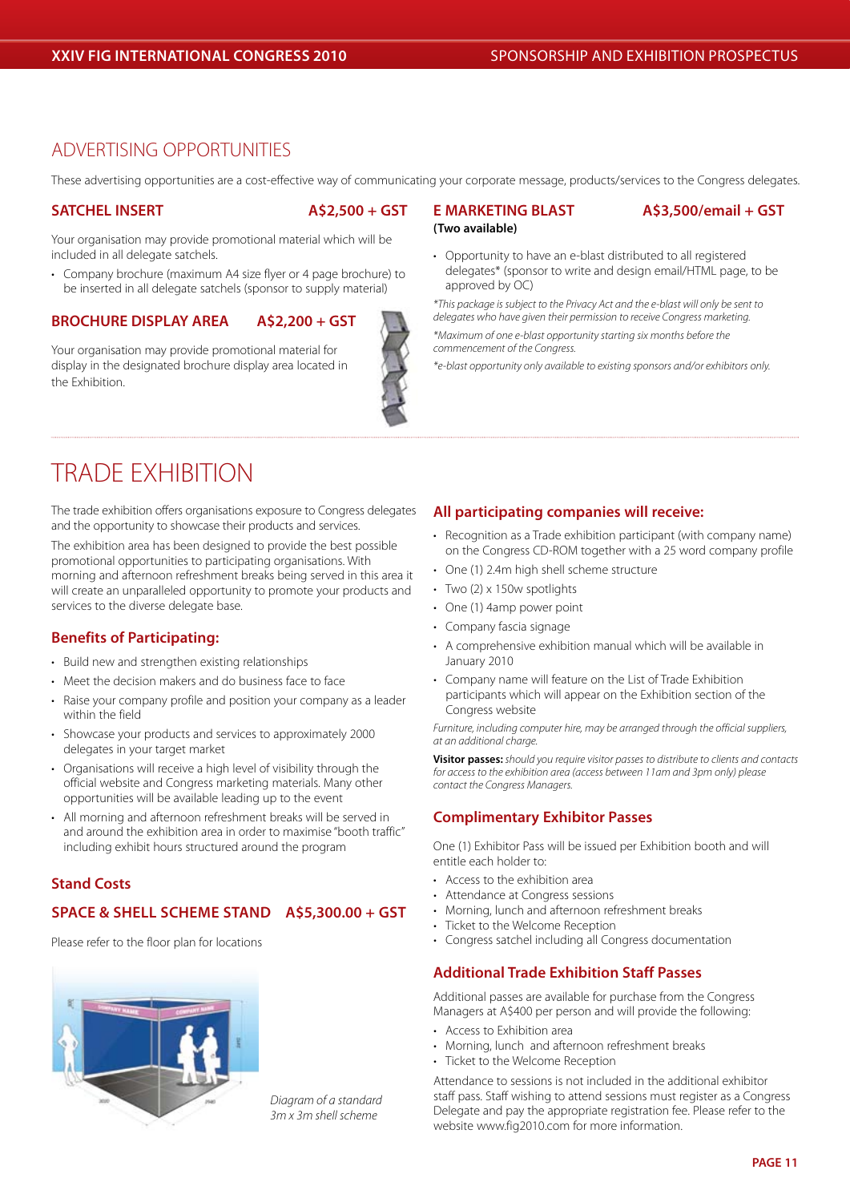## ADVERTISING OPPORTUNITIES

These advertising opportunities are a cost-effective way of communicating your corporate message, products/services to the Congress delegates.

### SATCHEL INSERT — A$2,500 + GST

Your organisation may provide promotional material which will be included in all delegate satchels.

- Company brochure (maximum A4 size flyer or 4 page brochure) to be inserted in all delegate satchels (sponsor to supply material)

### BROCHURE DISPLAY AREA — A$2,200 + GST

Your organisation may provide promotional material for display in the designated brochure display area located in the Exhibition.

### E MARKETING BLAST — A$3,500/email + GST

**(Two available)**

- Opportunity to have an e-blast distributed to all registered delegates* (sponsor to write and design email/HTML page, to be approved by OC)

*\*This package is subject to the Privacy Act and the e-blast will only be sent to delegates who have given their permission to receive Congress marketing.*

*\*Maximum of one e-blast opportunity starting six months before the commencement of the Congress.*

*\*e-blast opportunity only available to existing sponsors and/or exhibitors only.*

## TRADE EXHIBITION

The trade exhibition offers organisations exposure to Congress delegates and the opportunity to showcase their products and services.

The exhibition area has been designed to provide the best possible promotional opportunities to participating organisations. With morning and afternoon refreshment breaks being served in this area it will create an unparalleled opportunity to promote your products and services to the diverse delegate base.

### Benefits of Participating:

- Build new and strengthen existing relationships
- Meet the decision makers and do business face to face
- Raise your company profile and position your company as a leader within the field
- Showcase your products and services to approximately 2000 delegates in your target market
- Organisations will receive a high level of visibility through the official website and Congress marketing materials. Many other opportunities will be available leading up to the event
- All morning and afternoon refreshment breaks will be served in and around the exhibition area in order to maximise "booth traffic" including exhibit hours structured around the program

### Stand Costs

### SPACE & SHELL SCHEME STAND — A$5,300.00 + GST

Please refer to the floor plan for locations

*Diagram of a standard 3m x 3m shell scheme*

### All participating companies will receive:

- Recognition as a Trade exhibition participant (with company name) on the Congress CD-ROM together with a 25 word company profile
- One (1) 2.4m high shell scheme structure
- Two (2) x 150w spotlights
- One (1) 4amp power point
- Company fascia signage
- A comprehensive exhibition manual which will be available in January 2010
- Company name will feature on the List of Trade Exhibition participants which will appear on the Exhibition section of the Congress website

*Furniture, including computer hire, may be arranged through the official suppliers, at an additional charge.*

**Visitor passes:** *should you require visitor passes to distribute to clients and contacts for access to the exhibition area (access between 11am and 3pm only) please contact the Congress Managers.*

### Complimentary Exhibitor Passes

One (1) Exhibitor Pass will be issued per Exhibition booth and will entitle each holder to:

- Access to the exhibition area
- Attendance at Congress sessions
- Morning, lunch and afternoon refreshment breaks
- Ticket to the Welcome Reception
- Congress satchel including all Congress documentation

### Additional Trade Exhibition Staff Passes

Additional passes are available for purchase from the Congress Managers at A$400 per person and will provide the following:

- Access to Exhibition area
- Morning, lunch and afternoon refreshment breaks
- Ticket to the Welcome Reception

Attendance to sessions is not included in the additional exhibitor staff pass. Staff wishing to attend sessions must register as a Congress Delegate and pay the appropriate registration fee. Please refer to the website www.fig2010.com for more information.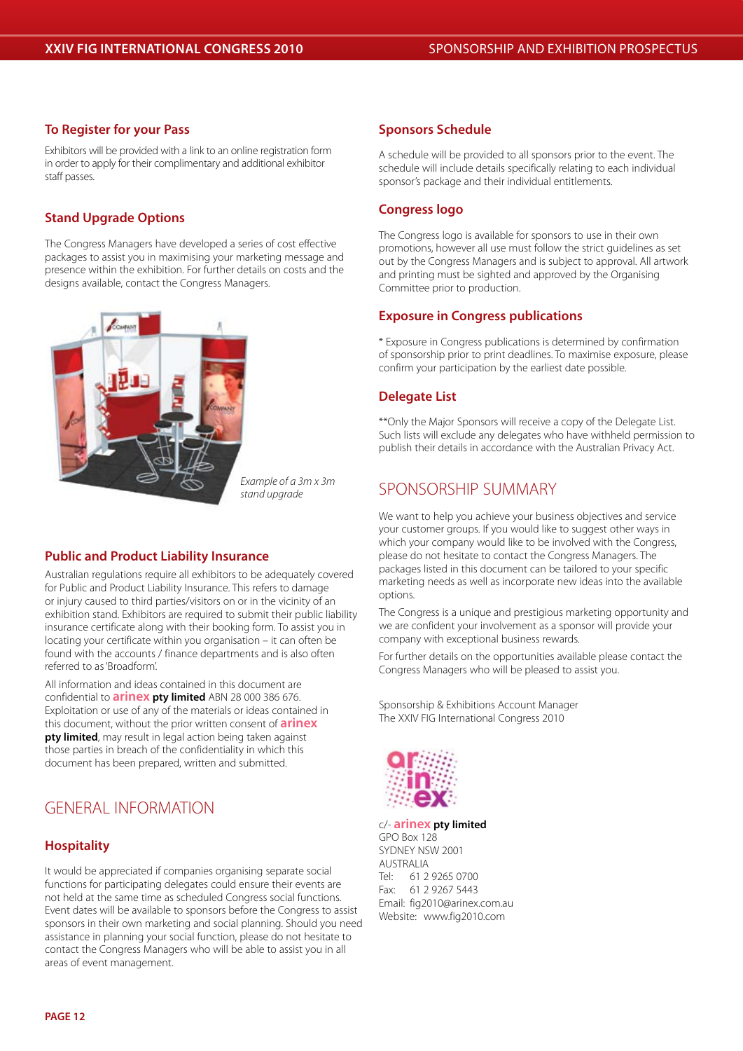### To Register for your Pass

Exhibitors will be provided with a link to an online registration form in order to apply for their complimentary and additional exhibitor staff passes.

### Stand Upgrade Options

The Congress Managers have developed a series of cost effective packages to assist you in maximising your marketing message and presence within the exhibition. For further details on costs and the designs available, contact the Congress Managers.

*Example of a 3m x 3m stand upgrade*

### Public and Product Liability Insurance

Australian regulations require all exhibitors to be adequately covered for Public and Product Liability Insurance. This refers to damage or injury caused to third parties/visitors on or in the vicinity of an exhibition stand. Exhibitors are required to submit their public liability insurance certificate along with their booking form. To assist you in locating your certificate within you organisation – it can often be found with the accounts / finance departments and is also often referred to as 'Broadform'.

All information and ideas contained in this document are confidential to **arinex pty limited** ABN 28 000 386 676. Exploitation or use of any of the materials or ideas contained in this document, without the prior written consent of **arinex pty limited**, may result in legal action being taken against those parties in breach of the confidentiality in which this document has been prepared, written and submitted.

## GENERAL INFORMATION

### Hospitality

It would be appreciated if companies organising separate social functions for participating delegates could ensure their events are not held at the same time as scheduled Congress social functions. Event dates will be available to sponsors before the Congress to assist sponsors in their own marketing and social planning. Should you need assistance in planning your social function, please do not hesitate to contact the Congress Managers who will be able to assist you in all areas of event management.

### Sponsors Schedule

A schedule will be provided to all sponsors prior to the event. The schedule will include details specifically relating to each individual sponsor's package and their individual entitlements.

### Congress logo

The Congress logo is available for sponsors to use in their own promotions, however all use must follow the strict guidelines as set out by the Congress Managers and is subject to approval. All artwork and printing must be sighted and approved by the Organising Committee prior to production.

### Exposure in Congress publications

* Exposure in Congress publications is determined by confirmation of sponsorship prior to print deadlines. To maximise exposure, please confirm your participation by the earliest date possible.

### Delegate List

**Only the Major Sponsors will receive a copy of the Delegate List. Such lists will exclude any delegates who have withheld permission to publish their details in accordance with the Australian Privacy Act.

## SPONSORSHIP SUMMARY

We want to help you achieve your business objectives and service your customer groups. If you would like to suggest other ways in which your company would like to be involved with the Congress, please do not hesitate to contact the Congress Managers. The packages listed in this document can be tailored to your specific marketing needs as well as incorporate new ideas into the available options.

The Congress is a unique and prestigious marketing opportunity and we are confident your involvement as a sponsor will provide your company with exceptional business rewards.

For further details on the opportunities available please contact the Congress Managers who will be pleased to assist you.

Sponsorship & Exhibitions Account Manager
The XXIV FIG International Congress 2010

c/- **arinex pty limited**
GPO Box 128
SYDNEY NSW 2001
AUSTRALIA
Tel: 61 2 9265 0700
Fax: 61 2 9267 5443
Email: fig2010@arinex.com.au
Website: www.fig2010.com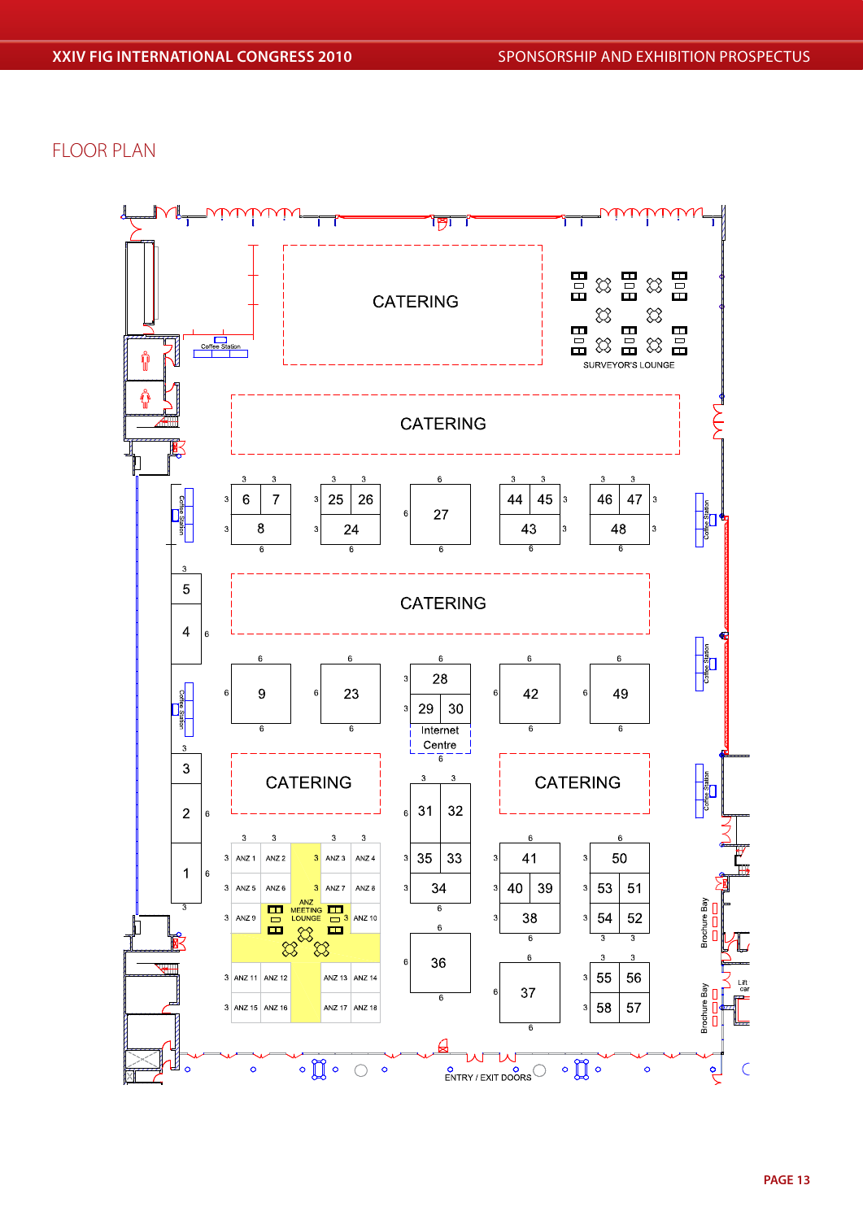# FLOOR PLAN

CATERING

SURVEYOR'S LOUNGE

Coffee Station

CATERING

6 7 8 | 25 26 24 | 27 | 44 45 43 | 46 47 48

5 4

CATERING

9 | 23 | 28 29 30 Internet Centre | 42 | 49

3 2 1

CATERING | 31 32 | CATERING

ANZ 1 ANZ 2 ANZ 3 ANZ 4 ANZ 5 ANZ 6 ANZ 7 ANZ 8 ANZ 9 ANZ MEETING LOUNGE ANZ 10 ANZ 11 ANZ 12 ANZ 13 ANZ 14 ANZ 15 ANZ 16 ANZ 17 ANZ 18

35 33 34 | 41 40 39 38 | 50 53 51 54 52

36 | 37 | 55 56 58 57

Brochure Bay

Lift car

ENTRY / EXIT DOORS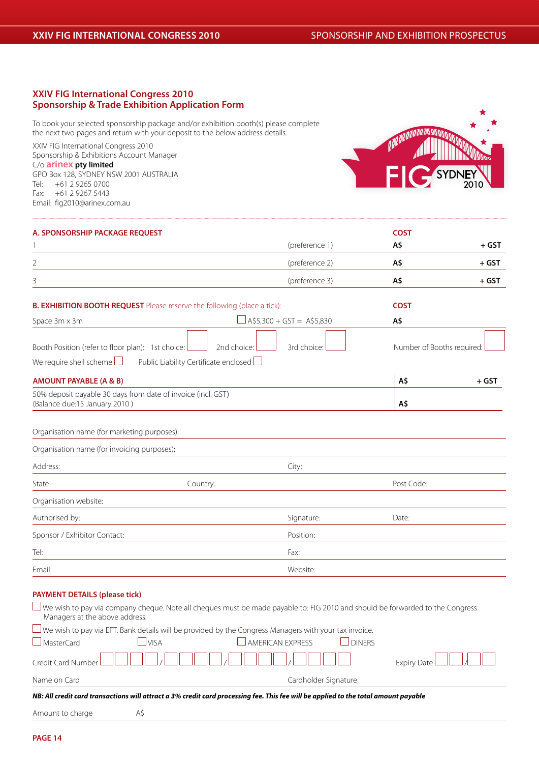## XXIV FIG International Congress 2010
## Sponsorship & Trade Exhibition Application Form

To book your selected sponsorship package and/or exhibition booth(s) please complete the next two pages and return with your deposit to the below address details:

XXIV FIG International Congress 2010
Sponsorship & Exhibitions Account Manager
C/o **arinex pty limited**
GPO Box 128, SYDNEY NSW 2001 AUSTRALIA
Tel: +61 2 9265 0700
Fax: +61 2 9267 5443
Email: fig2010@arinex.com.au

### A. SPONSORSHIP PACKAGE REQUEST

| | | COST | |
|---|---|---|---|
| 1 | (preference 1) | A$ | + GST |
| 2 | (preference 2) | A$ | + GST |
| 3 | (preference 3) | A$ | + GST |

### B. EXHIBITION BOOTH REQUEST Please reserve the following (place a tick):

| | | COST |
|---|---|---|
| Space 3m x 3m | ☐ A$5,300 + GST = A$5,830 | A$ |

Booth Position (refer to floor plan): 1st choice: ☐ 2nd choice: ☐ 3rd choice: ☐ Number of Booths required: ☐

We require shell scheme ☐ Public Liability Certificate enclosed ☐

### AMOUNT PAYABLE (A & B)

| | | |
|---|---|---|
| AMOUNT PAYABLE (A & B) | A$ | + GST |
| 50% deposit payable 30 days from date of invoice (incl. GST)<br>(Balance due:15 January 2010 ) | A$ | |

Organisation name (for marketing purposes):

Organisation name (for invoicing purposes):

Address: City:

State Country: Post Code:

Organisation website:

Authorised by: Signature: Date:

Sponsor / Exhibitor Contact: Position:

Tel: Fax:

Email: Website:

### PAYMENT DETAILS (please tick)

☐ We wish to pay via company cheque. Note all cheques must be made payable to: FIG 2010 and should be forwarded to the Congress Managers at the above address.

☐ We wish to pay via EFT. Bank details will be provided by the Congress Managers with your tax invoice.

☐ MasterCard ☐ VISA ☐ AMERICAN EXPRESS ☐ DINERS

Credit Card Number ☐☐☐☐ / ☐☐☐☐ / ☐☐☐☐ / ☐☐☐☐ Expiry Date ☐☐ / ☐☐

Name on Card Cardholder Signature

***NB: All credit card transactions will attract a 3% credit card processing fee. This fee will be applied to the total amount payable***

Amount to charge A$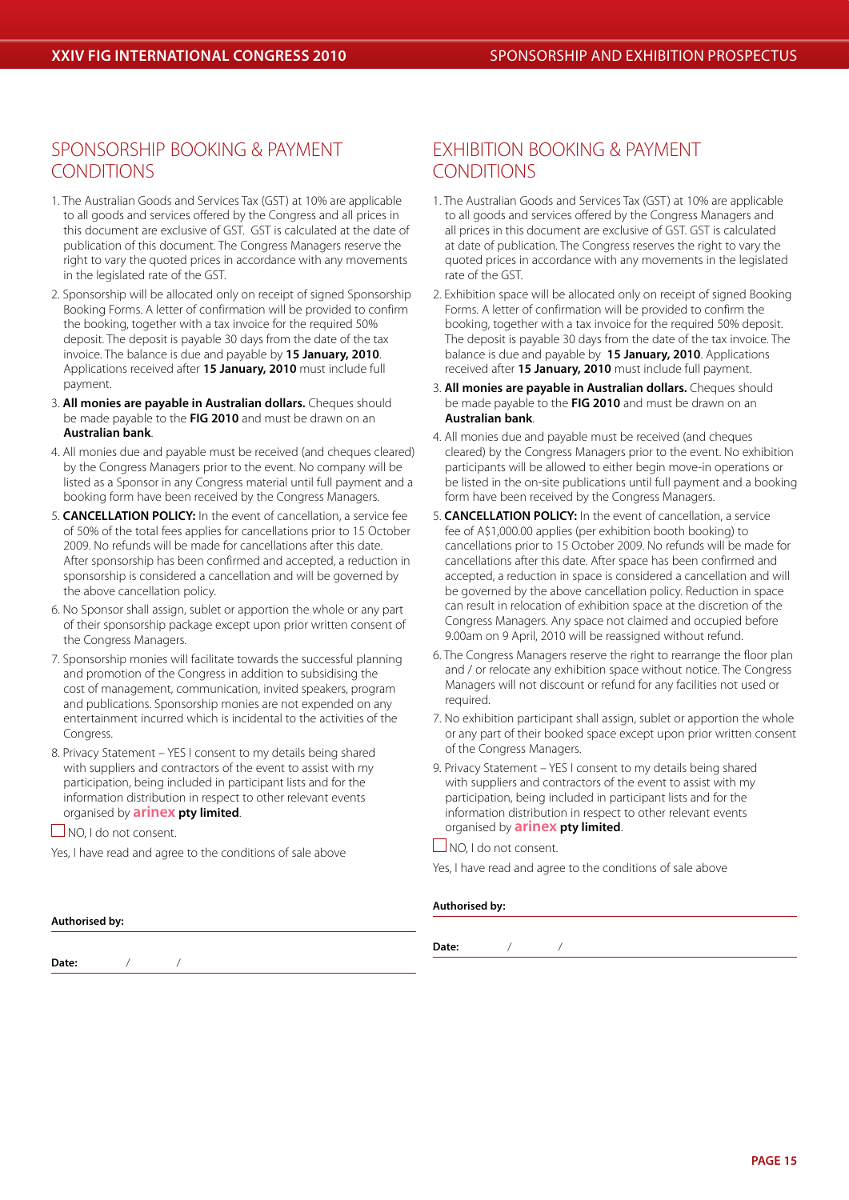## SPONSORSHIP BOOKING & PAYMENT CONDITIONS

1. The Australian Goods and Services Tax (GST) at 10% are applicable to all goods and services offered by the Congress and all prices in this document are exclusive of GST. GST is calculated at the date of publication of this document. The Congress Managers reserve the right to vary the quoted prices in accordance with any movements in the legislated rate of the GST.
2. Sponsorship will be allocated only on receipt of signed Sponsorship Booking Forms. A letter of confirmation will be provided to confirm the booking, together with a tax invoice for the required 50% deposit. The deposit is payable 30 days from the date of the tax invoice. The balance is due and payable by **15 January, 2010**. Applications received after **15 January, 2010** must include full payment.
3. **All monies are payable in Australian dollars.** Cheques should be made payable to the **FIG 2010** and must be drawn on an **Australian bank**.
4. All monies due and payable must be received (and cheques cleared) by the Congress Managers prior to the event. No company will be listed as a Sponsor in any Congress material until full payment and a booking form have been received by the Congress Managers.
5. **CANCELLATION POLICY:** In the event of cancellation, a service fee of 50% of the total fees applies for cancellations prior to 15 October 2009. No refunds will be made for cancellations after this date. After sponsorship has been confirmed and accepted, a reduction in sponsorship is considered a cancellation and will be governed by the above cancellation policy.
6. No Sponsor shall assign, sublet or apportion the whole or any part of their sponsorship package except upon prior written consent of the Congress Managers.
7. Sponsorship monies will facilitate towards the successful planning and promotion of the Congress in addition to subsidising the cost of management, communication, invited speakers, program and publications. Sponsorship monies are not expended on any entertainment incurred which is incidental to the activities of the Congress.
8. Privacy Statement – YES I consent to my details being shared with suppliers and contractors of the event to assist with my participation, being included in participant lists and for the information distribution in respect to other relevant events organised by **arinex pty limited**.

☐ NO, I do not consent.

Yes, I have read and agree to the conditions of sale above

**Authorised by:**

**Date:** / /

## EXHIBITION BOOKING & PAYMENT CONDITIONS

1. The Australian Goods and Services Tax (GST) at 10% are applicable to all goods and services offered by the Congress Managers and all prices in this document are exclusive of GST. GST is calculated at date of publication. The Congress reserves the right to vary the quoted prices in accordance with any movements in the legislated rate of the GST.
2. Exhibition space will be allocated only on receipt of signed Booking Forms. A letter of confirmation will be provided to confirm the booking, together with a tax invoice for the required 50% deposit. The deposit is payable 30 days from the date of the tax invoice. The balance is due and payable by **15 January, 2010**. Applications received after **15 January, 2010** must include full payment.
3. **All monies are payable in Australian dollars.** Cheques should be made payable to the **FIG 2010** and must be drawn on an **Australian bank**.
4. All monies due and payable must be received (and cheques cleared) by the Congress Managers prior to the event. No exhibition participants will be allowed to either begin move-in operations or be listed in the on-site publications until full payment and a booking form have been received by the Congress Managers.
5. **CANCELLATION POLICY:** In the event of cancellation, a service fee of A$1,000.00 applies (per exhibition booth booking) to cancellations prior to 15 October 2009. No refunds will be made for cancellations after this date. After space has been confirmed and accepted, a reduction in space is considered a cancellation and will be governed by the above cancellation policy. Reduction in space can result in relocation of exhibition space at the discretion of the Congress Managers. Any space not claimed and occupied before 9.00am on 9 April, 2010 will be reassigned without refund.
6. The Congress Managers reserve the right to rearrange the floor plan and / or relocate any exhibition space without notice. The Congress Managers will not discount or refund for any facilities not used or required.
7. No exhibition participant shall assign, sublet or apportion the whole or any part of their booked space except upon prior written consent of the Congress Managers.
9. Privacy Statement – YES I consent to my details being shared with suppliers and contractors of the event to assist with my participation, being included in participant lists and for the information distribution in respect to other relevant events organised by **arinex pty limited**.

☐ NO, I do not consent.

Yes, I have read and agree to the conditions of sale above

**Authorised by:**

**Date:** / /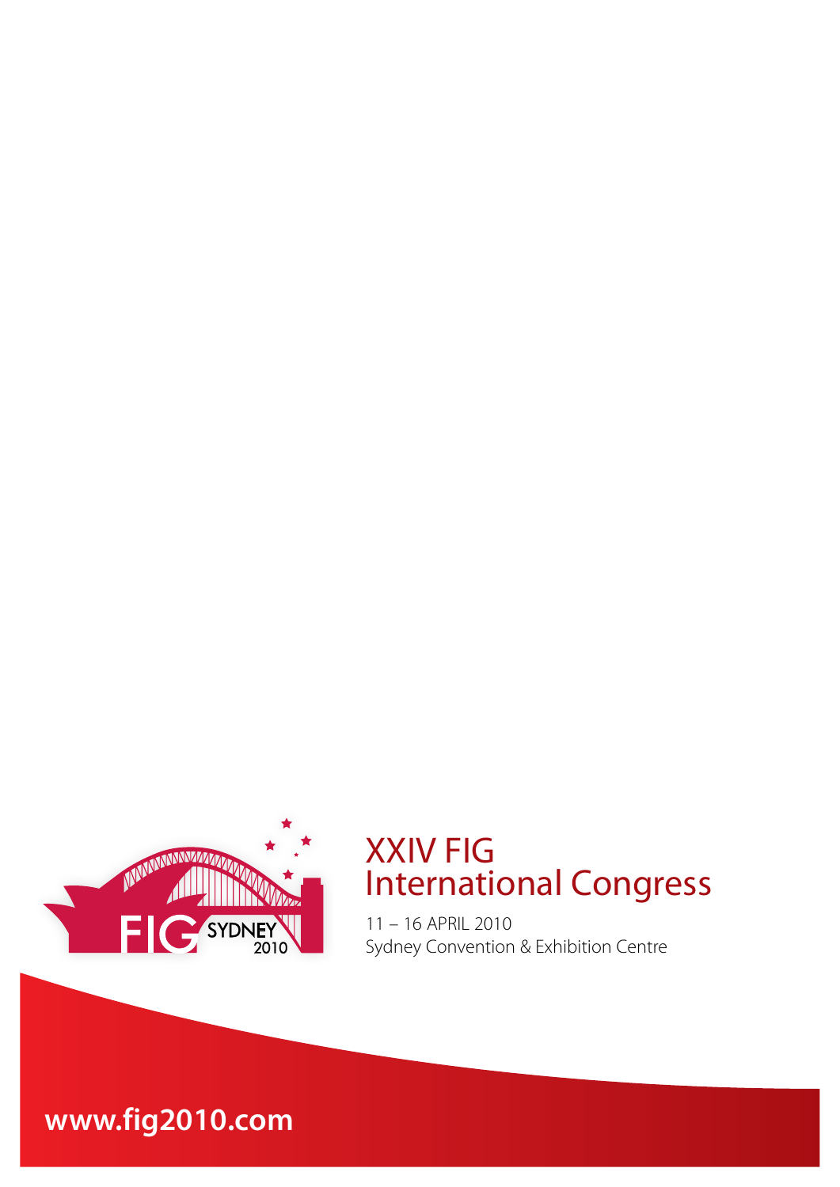XXIV FIG
International Congress

11 – 16 APRIL 2010
Sydney Convention & Exhibition Centre

**www.fig2010.com**